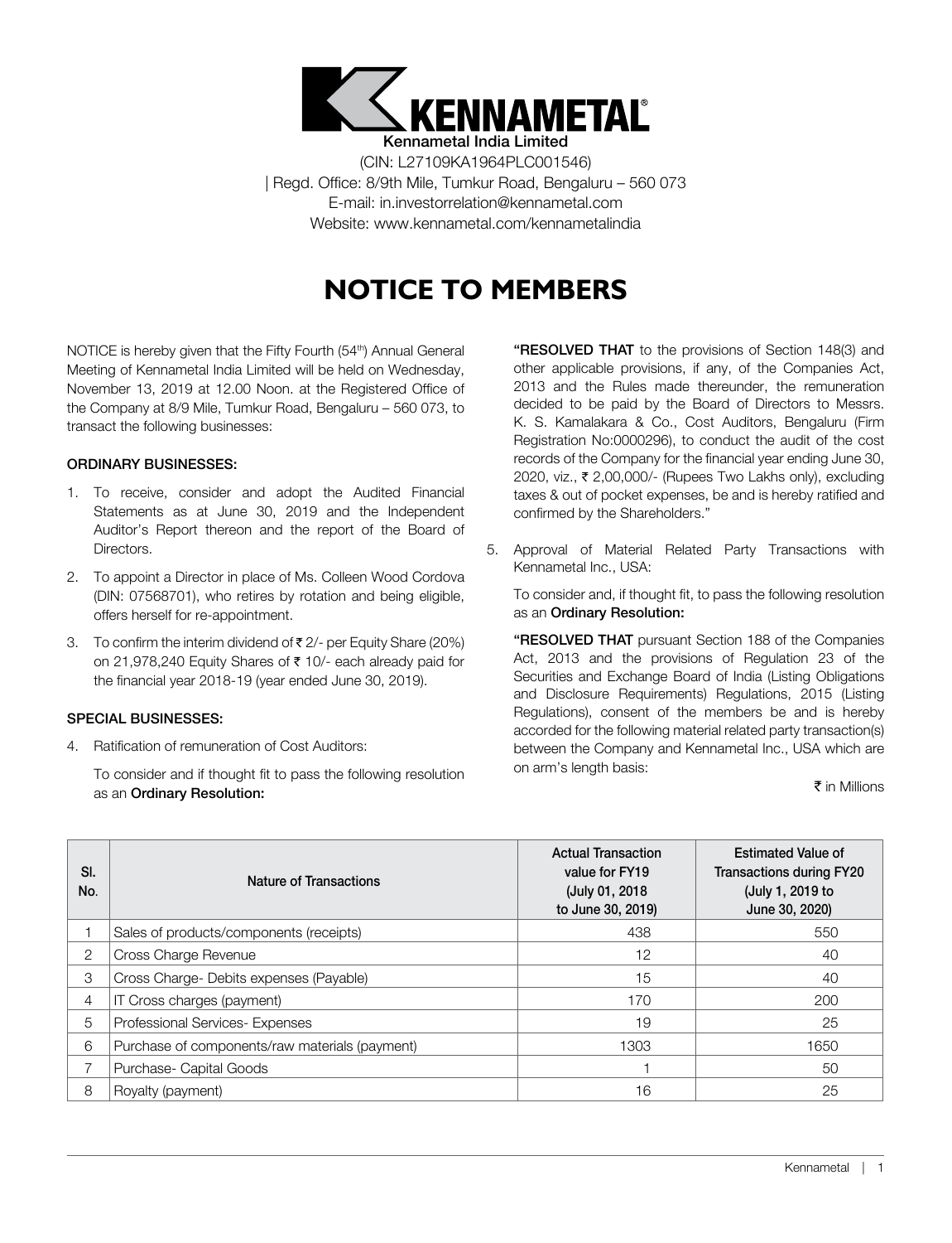**KENNAMETAL**

Kennametal India Limited

(CIN: L27109KA1964PLC001546)

| Regd. Office: 8/9th Mile, Tumkur Road, Bengaluru – 560 073

E-mail: in.investorrelation@kennametal.com

Website: www.kennametal.com/kennametalindia

# NOTICE TO MEMBERS

NOTICE is hereby given that the Fifty Fourth (54th) Annual General Meeting of Kennametal India Limited will be held on Wednesday, November 13, 2019 at 12.00 Noon. at the Registered Office of the Company at 8/9 Mile, Tumkur Road, Bengaluru – 560 073, to transact the following businesses:

**ORDINARY BUSINESSES:**

1. To receive, consider and adopt the Audited Financial Statements as at June 30, 2019 and the Independent Auditor's Report thereon and the report of the Board of Directors.
2. To appoint a Director in place of Ms. Colleen Wood Cordova (DIN: 07568701), who retires by rotation and being eligible, offers herself for re-appointment.
3. To confirm the interim dividend of ₹ 2/- per Equity Share (20%) on 21,978,240 Equity Shares of ₹ 10/- each already paid for the financial year 2018-19 (year ended June 30, 2019).

**SPECIAL BUSINESSES:**

4. Ratification of remuneration of Cost Auditors:

   To consider and if thought fit to pass the following resolution as an **Ordinary Resolution:**

   **"RESOLVED THAT** to the provisions of Section 148(3) and other applicable provisions, if any, of the Companies Act, 2013 and the Rules made thereunder, the remuneration decided to be paid by the Board of Directors to Messrs. K. S. Kamalakara & Co., Cost Auditors, Bengaluru (Firm Registration No:0000296), to conduct the audit of the cost records of the Company for the financial year ending June 30, 2020, viz., ₹ 2,00,000/- (Rupees Two Lakhs only), excluding taxes & out of pocket expenses, be and is hereby ratified and confirmed by the Shareholders."

5. Approval of Material Related Party Transactions with Kennametal Inc., USA:

   To consider and, if thought fit, to pass the following resolution as an **Ordinary Resolution:**

   **"RESOLVED THAT** pursuant Section 188 of the Companies Act, 2013 and the provisions of Regulation 23 of the Securities and Exchange Board of India (Listing Obligations and Disclosure Requirements) Regulations, 2015 (Listing Regulations), consent of the members be and is hereby accorded for the following material related party transaction(s) between the Company and Kennametal Inc., USA which are on arm's length basis:

₹ in Millions

| Sl. No. | Nature of Transactions | Actual Transaction value for FY19 (July 01, 2018 to June 30, 2019) | Estimated Value of Transactions during FY20 (July 1, 2019 to June 30, 2020) |
|---|---|---|---|
| 1 | Sales of products/components (receipts) | 438 | 550 |
| 2 | Cross Charge Revenue | 12 | 40 |
| 3 | Cross Charge- Debits expenses (Payable) | 15 | 40 |
| 4 | IT Cross charges (payment) | 170 | 200 |
| 5 | Professional Services- Expenses | 19 | 25 |
| 6 | Purchase of components/raw materials (payment) | 1303 | 1650 |
| 7 | Purchase- Capital Goods | 1 | 50 |
| 8 | Royalty (payment) | 16 | 25 |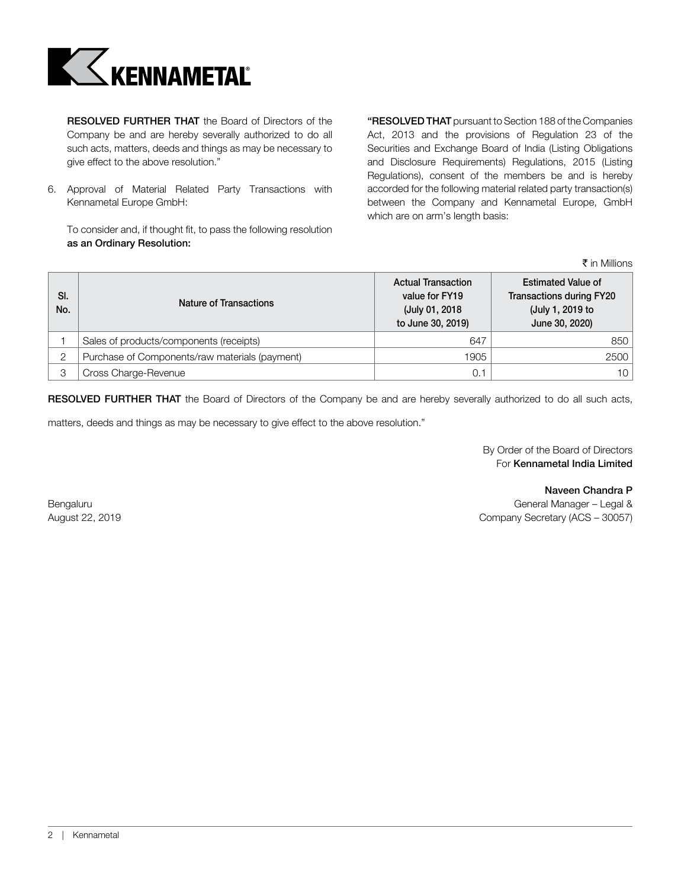**RESOLVED FURTHER THAT** the Board of Directors of the Company be and are hereby severally authorized to do all such acts, matters, deeds and things as may be necessary to give effect to the above resolution."

6. Approval of Material Related Party Transactions with Kennametal Europe GmbH:

   To consider and, if thought fit, to pass the following resolution **as an Ordinary Resolution:**

**"RESOLVED THAT** pursuant to Section 188 of the Companies Act, 2013 and the provisions of Regulation 23 of the Securities and Exchange Board of India (Listing Obligations and Disclosure Requirements) Regulations, 2015 (Listing Regulations), consent of the members be and is hereby accorded for the following material related party transaction(s) between the Company and Kennametal Europe, GmbH which are on arm's length basis:

₹ in Millions

| Sl. No. | Nature of Transactions | Actual Transaction value for FY19 (July 01, 2018 to June 30, 2019) | Estimated Value of Transactions during FY20 (July 1, 2019 to June 30, 2020) |
|---|---|---|---|
| 1 | Sales of products/components (receipts) | 647 | 850 |
| 2 | Purchase of Components/raw materials (payment) | 1905 | 2500 |
| 3 | Cross Charge-Revenue | 0.1 | 10 |

**RESOLVED FURTHER THAT** the Board of Directors of the Company be and are hereby severally authorized to do all such acts, matters, deeds and things as may be necessary to give effect to the above resolution."

By Order of the Board of Directors
For **Kennametal India Limited**

**Naveen Chandra P**
General Manager – Legal &
Company Secretary (ACS – 30057)

Bengaluru
August 22, 2019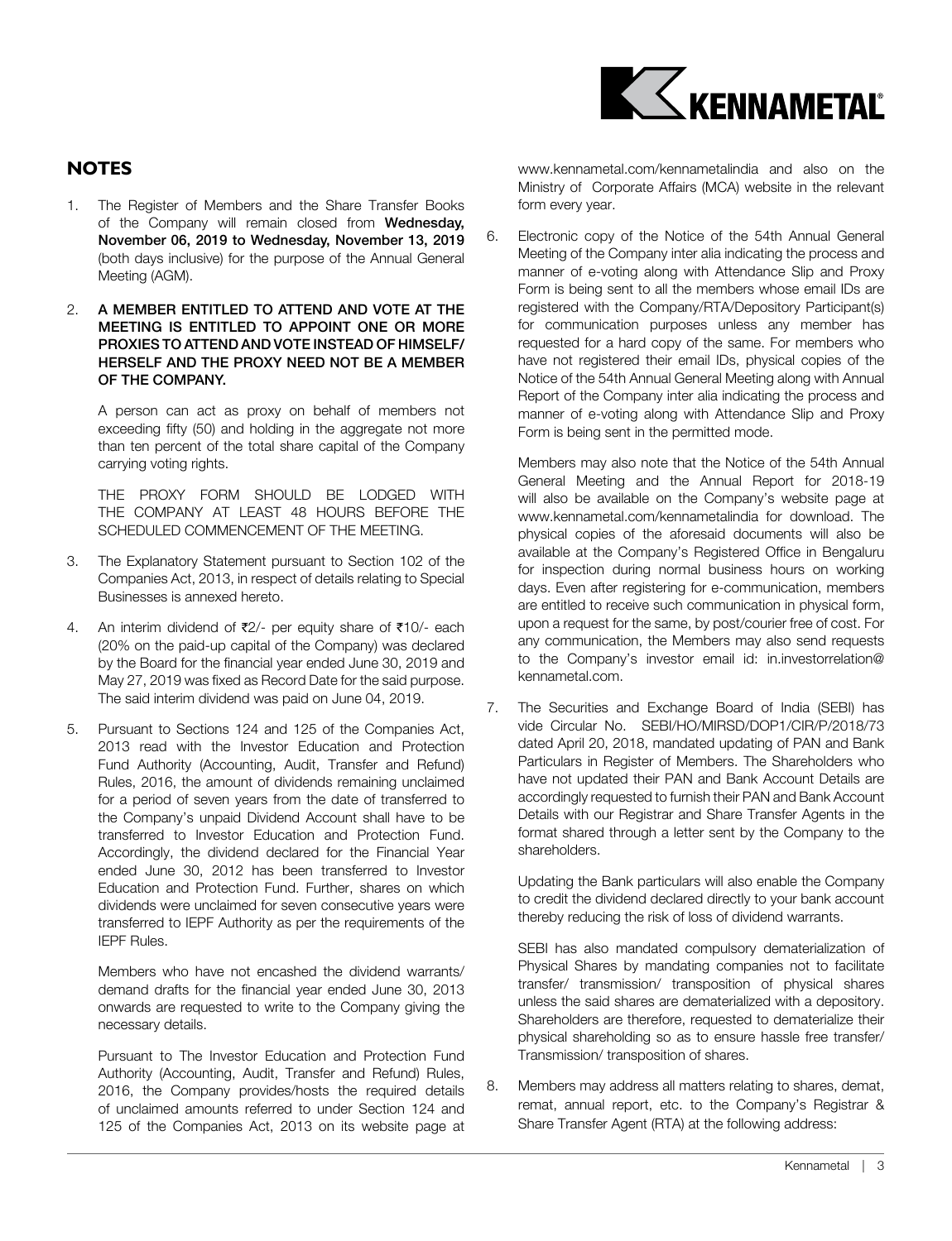## NOTES

1. The Register of Members and the Share Transfer Books of the Company will remain closed from **Wednesday, November 06, 2019 to Wednesday, November 13, 2019** (both days inclusive) for the purpose of the Annual General Meeting (AGM).

2. **A MEMBER ENTITLED TO ATTEND AND VOTE AT THE MEETING IS ENTITLED TO APPOINT ONE OR MORE PROXIES TO ATTEND AND VOTE INSTEAD OF HIMSELF/ HERSELF AND THE PROXY NEED NOT BE A MEMBER OF THE COMPANY.**

   A person can act as proxy on behalf of members not exceeding fifty (50) and holding in the aggregate not more than ten percent of the total share capital of the Company carrying voting rights.

   THE PROXY FORM SHOULD BE LODGED WITH THE COMPANY AT LEAST 48 HOURS BEFORE THE SCHEDULED COMMENCEMENT OF THE MEETING.

3. The Explanatory Statement pursuant to Section 102 of the Companies Act, 2013, in respect of details relating to Special Businesses is annexed hereto.

4. An interim dividend of ₹2/- per equity share of ₹10/- each (20% on the paid-up capital of the Company) was declared by the Board for the financial year ended June 30, 2019 and May 27, 2019 was fixed as Record Date for the said purpose. The said interim dividend was paid on June 04, 2019.

5. Pursuant to Sections 124 and 125 of the Companies Act, 2013 read with the Investor Education and Protection Fund Authority (Accounting, Audit, Transfer and Refund) Rules, 2016, the amount of dividends remaining unclaimed for a period of seven years from the date of transferred to the Company's unpaid Dividend Account shall have to be transferred to Investor Education and Protection Fund. Accordingly, the dividend declared for the Financial Year ended June 30, 2012 has been transferred to Investor Education and Protection Fund. Further, shares on which dividends were unclaimed for seven consecutive years were transferred to IEPF Authority as per the requirements of the IEPF Rules.

   Members who have not encashed the dividend warrants/ demand drafts for the financial year ended June 30, 2013 onwards are requested to write to the Company giving the necessary details.

   Pursuant to The Investor Education and Protection Fund Authority (Accounting, Audit, Transfer and Refund) Rules, 2016, the Company provides/hosts the required details of unclaimed amounts referred to under Section 124 and 125 of the Companies Act, 2013 on its website page at www.kennametal.com/kennametalindia and also on the Ministry of Corporate Affairs (MCA) website in the relevant form every year.

6. Electronic copy of the Notice of the 54th Annual General Meeting of the Company inter alia indicating the process and manner of e-voting along with Attendance Slip and Proxy Form is being sent to all the members whose email IDs are registered with the Company/RTA/Depository Participant(s) for communication purposes unless any member has requested for a hard copy of the same. For members who have not registered their email IDs, physical copies of the Notice of the 54th Annual General Meeting along with Annual Report of the Company inter alia indicating the process and manner of e-voting along with Attendance Slip and Proxy Form is being sent in the permitted mode.

   Members may also note that the Notice of the 54th Annual General Meeting and the Annual Report for 2018-19 will also be available on the Company's website page at www.kennametal.com/kennametalindia for download. The physical copies of the aforesaid documents will also be available at the Company's Registered Office in Bengaluru for inspection during normal business hours on working days. Even after registering for e-communication, members are entitled to receive such communication in physical form, upon a request for the same, by post/courier free of cost. For any communication, the Members may also send requests to the Company's investor email id: in.investorrelation@kennametal.com.

7. The Securities and Exchange Board of India (SEBI) has vide Circular No. SEBI/HO/MIRSD/DOP1/CIR/P/2018/73 dated April 20, 2018, mandated updating of PAN and Bank Particulars in Register of Members. The Shareholders who have not updated their PAN and Bank Account Details are accordingly requested to furnish their PAN and Bank Account Details with our Registrar and Share Transfer Agents in the format shared through a letter sent by the Company to the shareholders.

   Updating the Bank particulars will also enable the Company to credit the dividend declared directly to your bank account thereby reducing the risk of loss of dividend warrants.

   SEBI has also mandated compulsory dematerialization of Physical Shares by mandating companies not to facilitate transfer/ transmission/ transposition of physical shares unless the said shares are dematerialized with a depository. Shareholders are therefore, requested to dematerialize their physical shareholding so as to ensure hassle free transfer/ Transmission/ transposition of shares.

8. Members may address all matters relating to shares, demat, remat, annual report, etc. to the Company's Registrar & Share Transfer Agent (RTA) at the following address: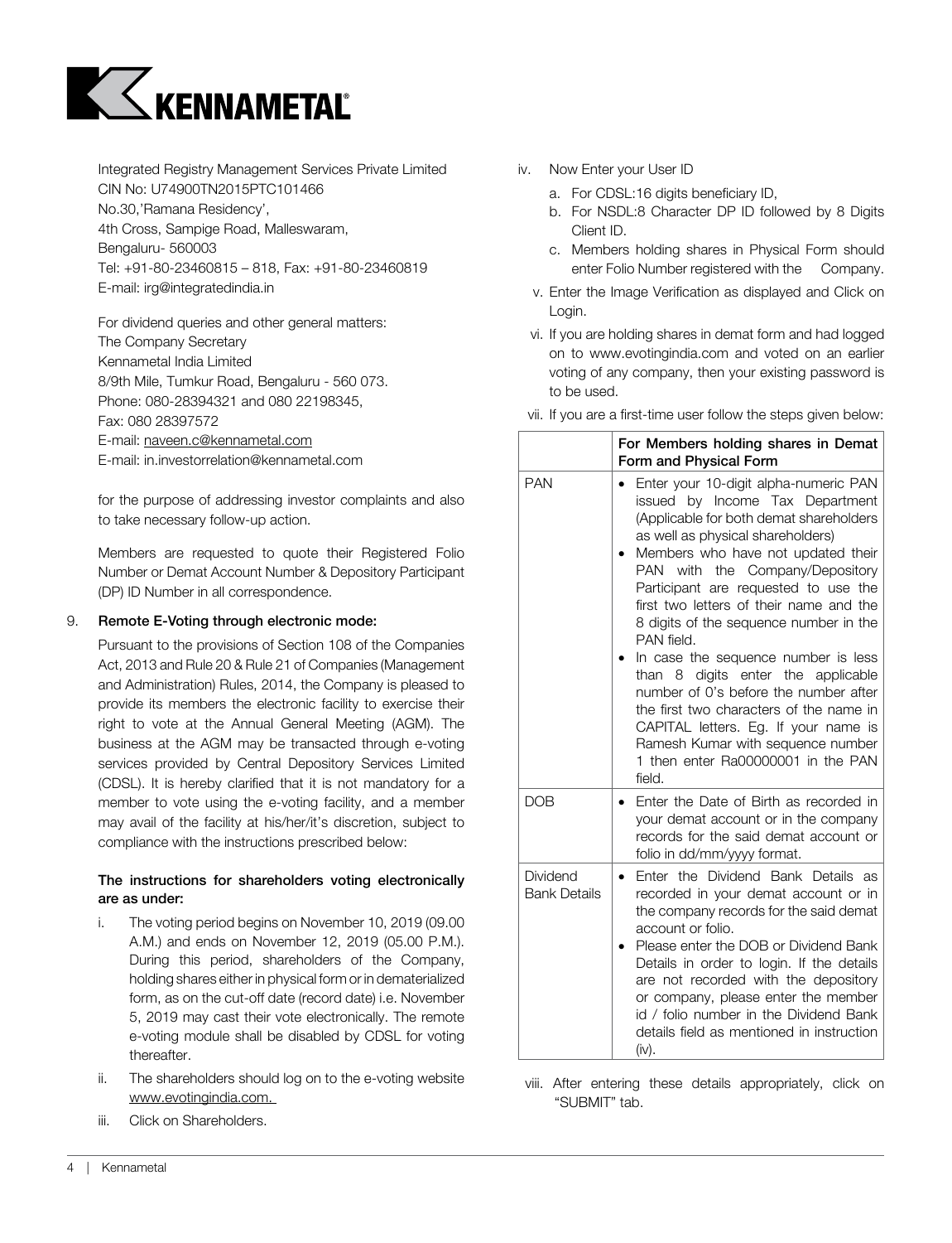Integrated Registry Management Services Private Limited
CIN No: U74900TN2015PTC101466
No.30,'Ramana Residency',
4th Cross, Sampige Road, Malleswaram,
Bengaluru- 560003
Tel: +91-80-23460815 – 818, Fax: +91-80-23460819
E-mail: irg@integratedindia.in

For dividend queries and other general matters:
The Company Secretary
Kennametal India Limited
8/9th Mile, Tumkur Road, Bengaluru - 560 073.
Phone: 080-28394321 and 080 22198345,
Fax: 080 28397572
E-mail: naveen.c@kennametal.com
E-mail: in.investorrelation@kennametal.com

for the purpose of addressing investor complaints and also to take necessary follow-up action.

Members are requested to quote their Registered Folio Number or Demat Account Number & Depository Participant (DP) ID Number in all correspondence.

9. **Remote E-Voting through electronic mode:**

Pursuant to the provisions of Section 108 of the Companies Act, 2013 and Rule 20 & Rule 21 of Companies (Management and Administration) Rules, 2014, the Company is pleased to provide its members the electronic facility to exercise their right to vote at the Annual General Meeting (AGM). The business at the AGM may be transacted through e-voting services provided by Central Depository Services Limited (CDSL). It is hereby clarified that it is not mandatory for a member to vote using the e-voting facility, and a member may avail of the facility at his/her/it's discretion, subject to compliance with the instructions prescribed below:

**The instructions for shareholders voting electronically are as under:**

i. The voting period begins on November 10, 2019 (09.00 A.M.) and ends on November 12, 2019 (05.00 P.M.). During this period, shareholders of the Company, holding shares either in physical form or in dematerialized form, as on the cut-off date (record date) i.e. November 5, 2019 may cast their vote electronically. The remote e-voting module shall be disabled by CDSL for voting thereafter.

ii. The shareholders should log on to the e-voting website www.evotingindia.com.

iii. Click on Shareholders.

iv. Now Enter your User ID

   a. For CDSL:16 digits beneficiary ID,
   b. For NSDL:8 Character DP ID followed by 8 Digits Client ID.
   c. Members holding shares in Physical Form should enter Folio Number registered with the Company.

v. Enter the Image Verification as displayed and Click on Login.

vi. If you are holding shares in demat form and had logged on to www.evotingindia.com and voted on an earlier voting of any company, then your existing password is to be used.

vii. If you are a first-time user follow the steps given below:

| | For Members holding shares in Demat Form and Physical Form |
|---|---|
| PAN | • Enter your 10-digit alpha-numeric PAN issued by Income Tax Department (Applicable for both demat shareholders as well as physical shareholders)<br>• Members who have not updated their PAN with the Company/Depository Participant are requested to use the first two letters of their name and the 8 digits of the sequence number in the PAN field.<br>• In case the sequence number is less than 8 digits enter the applicable number of 0's before the number after the first two characters of the name in CAPITAL letters. Eg. If your name is Ramesh Kumar with sequence number 1 then enter Ra00000001 in the PAN field. |
| DOB | • Enter the Date of Birth as recorded in your demat account or in the company records for the said demat account or folio in dd/mm/yyyy format. |
| Dividend Bank Details | • Enter the Dividend Bank Details as recorded in your demat account or in the company records for the said demat account or folio.<br>• Please enter the DOB or Dividend Bank Details in order to login. If the details are not recorded with the depository or company, please enter the member id / folio number in the Dividend Bank details field as mentioned in instruction (iv). |

viii. After entering these details appropriately, click on "SUBMIT" tab.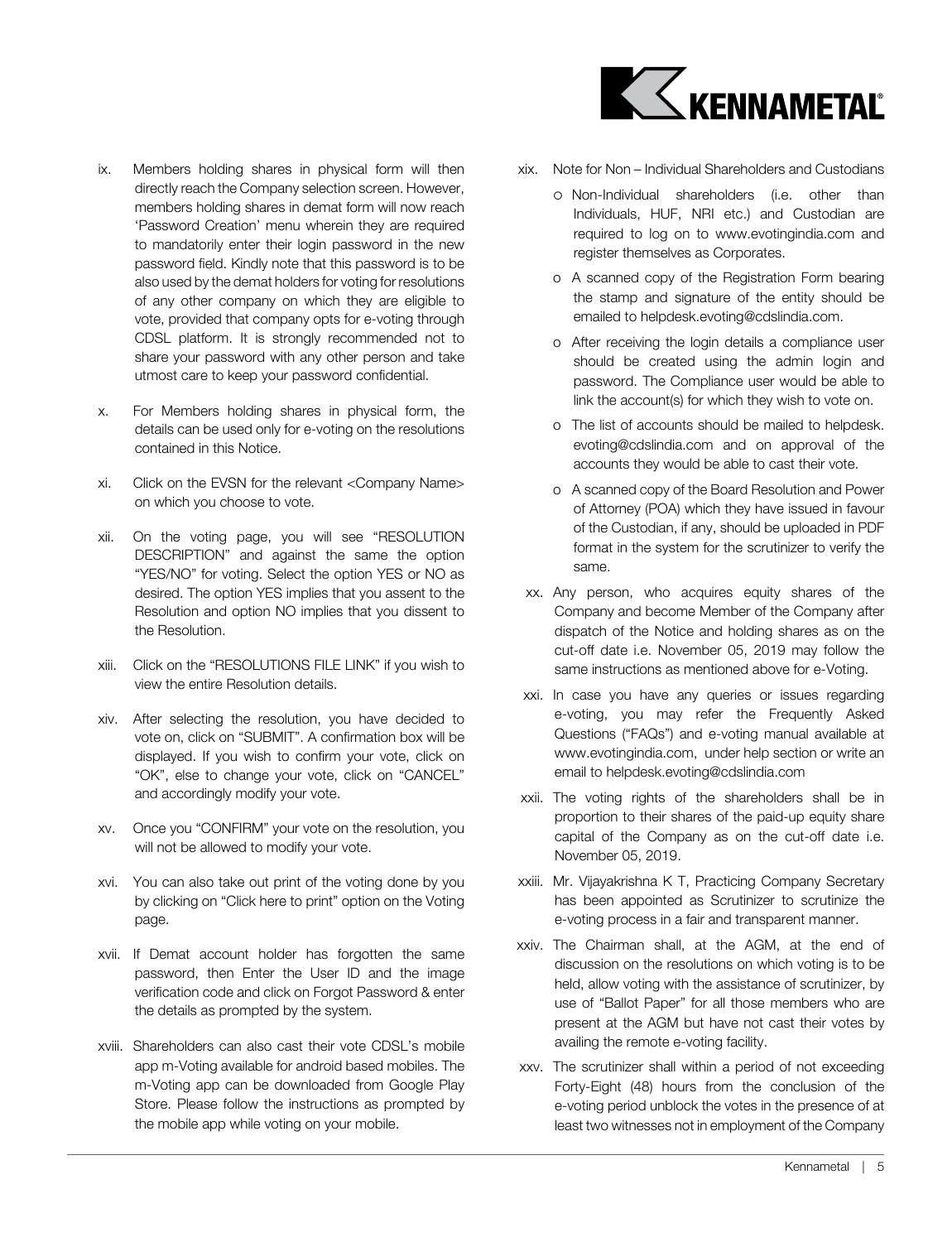ix. Members holding shares in physical form will then directly reach the Company selection screen. However, members holding shares in demat form will now reach 'Password Creation' menu wherein they are required to mandatorily enter their login password in the new password field. Kindly note that this password is to be also used by the demat holders for voting for resolutions of any other company on which they are eligible to vote, provided that company opts for e-voting through CDSL platform. It is strongly recommended not to share your password with any other person and take utmost care to keep your password confidential.

x. For Members holding shares in physical form, the details can be used only for e-voting on the resolutions contained in this Notice.

xi. Click on the EVSN for the relevant <Company Name> on which you choose to vote.

xii. On the voting page, you will see "RESOLUTION DESCRIPTION" and against the same the option "YES/NO" for voting. Select the option YES or NO as desired. The option YES implies that you assent to the Resolution and option NO implies that you dissent to the Resolution.

xiii. Click on the "RESOLUTIONS FILE LINK" if you wish to view the entire Resolution details.

xiv. After selecting the resolution, you have decided to vote on, click on "SUBMIT". A confirmation box will be displayed. If you wish to confirm your vote, click on "OK", else to change your vote, click on "CANCEL" and accordingly modify your vote.

xv. Once you "CONFIRM" your vote on the resolution, you will not be allowed to modify your vote.

xvi. You can also take out print of the voting done by you by clicking on "Click here to print" option on the Voting page.

xvii. If Demat account holder has forgotten the same password, then Enter the User ID and the image verification code and click on Forgot Password & enter the details as prompted by the system.

xviii. Shareholders can also cast their vote CDSL's mobile app m-Voting available for android based mobiles. The m-Voting app can be downloaded from Google Play Store. Please follow the instructions as prompted by the mobile app while voting on your mobile.

xix. Note for Non – Individual Shareholders and Custodians

- Non-Individual shareholders (i.e. other than Individuals, HUF, NRI etc.) and Custodian are required to log on to www.evotingindia.com and register themselves as Corporates.
- A scanned copy of the Registration Form bearing the stamp and signature of the entity should be emailed to helpdesk.evoting@cdslindia.com.
- After receiving the login details a compliance user should be created using the admin login and password. The Compliance user would be able to link the account(s) for which they wish to vote on.
- The list of accounts should be mailed to helpdesk.evoting@cdslindia.com and on approval of the accounts they would be able to cast their vote.
- A scanned copy of the Board Resolution and Power of Attorney (POA) which they have issued in favour of the Custodian, if any, should be uploaded in PDF format in the system for the scrutinizer to verify the same.

xx. Any person, who acquires equity shares of the Company and become Member of the Company after dispatch of the Notice and holding shares as on the cut-off date i.e. November 05, 2019 may follow the same instructions as mentioned above for e-Voting.

xxi. In case you have any queries or issues regarding e-voting, you may refer the Frequently Asked Questions ("FAQs") and e-voting manual available at www.evotingindia.com, under help section or write an email to helpdesk.evoting@cdslindia.com

xxii. The voting rights of the shareholders shall be in proportion to their shares of the paid-up equity share capital of the Company as on the cut-off date i.e. November 05, 2019.

xxiii. Mr. Vijayakrishna K T, Practicing Company Secretary has been appointed as Scrutinizer to scrutinize the e-voting process in a fair and transparent manner.

xxiv. The Chairman shall, at the AGM, at the end of discussion on the resolutions on which voting is to be held, allow voting with the assistance of scrutinizer, by use of "Ballot Paper" for all those members who are present at the AGM but have not cast their votes by availing the remote e-voting facility.

xxv. The scrutinizer shall within a period of not exceeding Forty-Eight (48) hours from the conclusion of the e-voting period unblock the votes in the presence of at least two witnesses not in employment of the Company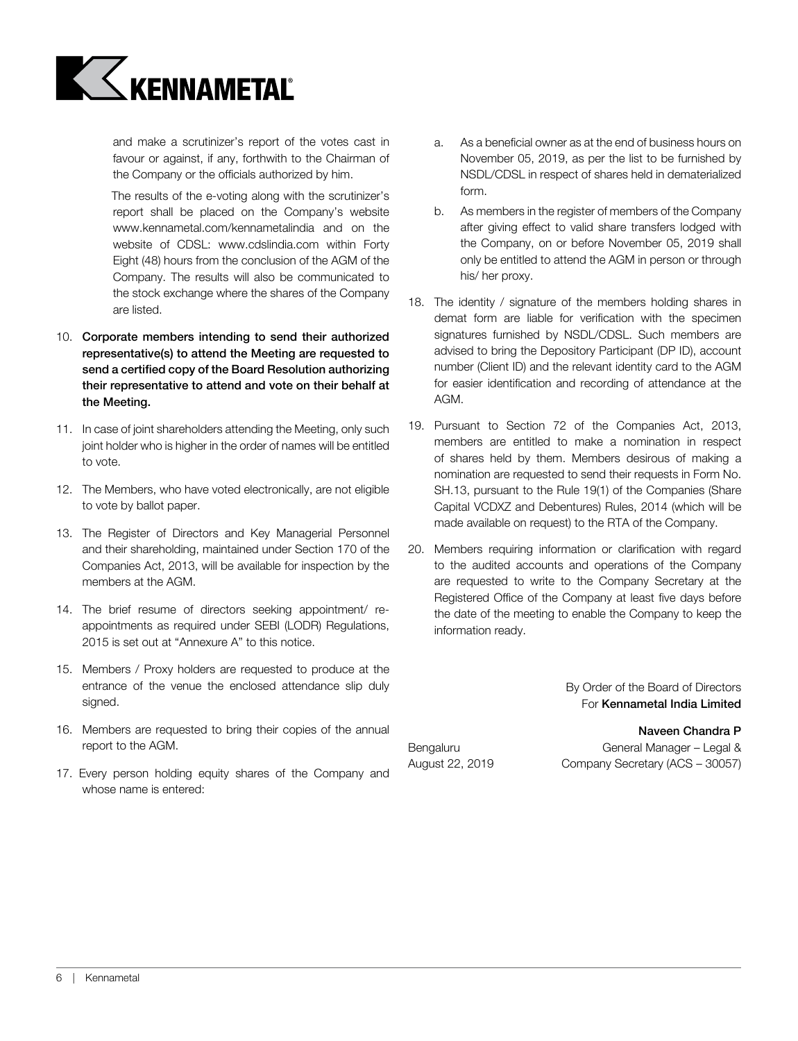and make a scrutinizer's report of the votes cast in favour or against, if any, forthwith to the Chairman of the Company or the officials authorized by him.

The results of the e-voting along with the scrutinizer's report shall be placed on the Company's website www.kennametal.com/kennametalindia and on the website of CDSL: www.cdslindia.com within Forty Eight (48) hours from the conclusion of the AGM of the Company. The results will also be communicated to the stock exchange where the shares of the Company are listed.

10. **Corporate members intending to send their authorized representative(s) to attend the Meeting are requested to send a certified copy of the Board Resolution authorizing their representative to attend and vote on their behalf at the Meeting.**

11. In case of joint shareholders attending the Meeting, only such joint holder who is higher in the order of names will be entitled to vote.

12. The Members, who have voted electronically, are not eligible to vote by ballot paper.

13. The Register of Directors and Key Managerial Personnel and their shareholding, maintained under Section 170 of the Companies Act, 2013, will be available for inspection by the members at the AGM.

14. The brief resume of directors seeking appointment/ re-appointments as required under SEBI (LODR) Regulations, 2015 is set out at "Annexure A" to this notice.

15. Members / Proxy holders are requested to produce at the entrance of the venue the enclosed attendance slip duly signed.

16. Members are requested to bring their copies of the annual report to the AGM.

17. Every person holding equity shares of the Company and whose name is entered:

    a. As a beneficial owner as at the end of business hours on November 05, 2019, as per the list to be furnished by NSDL/CDSL in respect of shares held in dematerialized form.

    b. As members in the register of members of the Company after giving effect to valid share transfers lodged with the Company, on or before November 05, 2019 shall only be entitled to attend the AGM in person or through his/ her proxy.

18. The identity / signature of the members holding shares in demat form are liable for verification with the specimen signatures furnished by NSDL/CDSL. Such members are advised to bring the Depository Participant (DP ID), account number (Client ID) and the relevant identity card to the AGM for easier identification and recording of attendance at the AGM.

19. Pursuant to Section 72 of the Companies Act, 2013, members are entitled to make a nomination in respect of shares held by them. Members desirous of making a nomination are requested to send their requests in Form No. SH.13, pursuant to the Rule 19(1) of the Companies (Share Capital VCDXZ and Debentures) Rules, 2014 (which will be made available on request) to the RTA of the Company.

20. Members requiring information or clarification with regard to the audited accounts and operations of the Company are requested to write to the Company Secretary at the Registered Office of the Company at least five days before the date of the meeting to enable the Company to keep the information ready.

By Order of the Board of Directors
For **Kennametal India Limited**

**Naveen Chandra P**
General Manager – Legal &
Company Secretary (ACS – 30057)

Bengaluru
August 22, 2019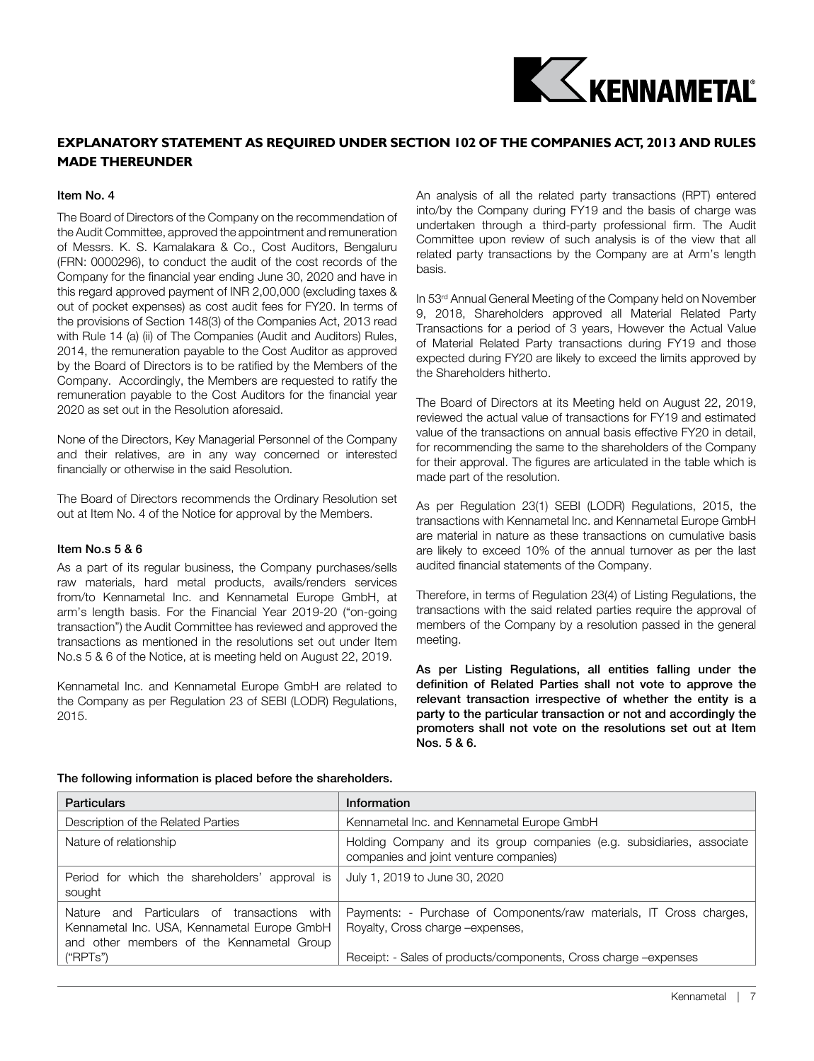## EXPLANATORY STATEMENT AS REQUIRED UNDER SECTION 102 OF THE COMPANIES ACT, 2013 AND RULES MADE THEREUNDER

### Item No. 4

The Board of Directors of the Company on the recommendation of the Audit Committee, approved the appointment and remuneration of Messrs. K. S. Kamalakara & Co., Cost Auditors, Bengaluru (FRN: 0000296), to conduct the audit of the cost records of the Company for the financial year ending June 30, 2020 and have in this regard approved payment of INR 2,00,000 (excluding taxes & out of pocket expenses) as cost audit fees for FY20. In terms of the provisions of Section 148(3) of the Companies Act, 2013 read with Rule 14 (a) (ii) of The Companies (Audit and Auditors) Rules, 2014, the remuneration payable to the Cost Auditor as approved by the Board of Directors is to be ratified by the Members of the Company. Accordingly, the Members are requested to ratify the remuneration payable to the Cost Auditors for the financial year 2020 as set out in the Resolution aforesaid.

None of the Directors, Key Managerial Personnel of the Company and their relatives, are in any way concerned or interested financially or otherwise in the said Resolution.

The Board of Directors recommends the Ordinary Resolution set out at Item No. 4 of the Notice for approval by the Members.

### Item No.s 5 & 6

As a part of its regular business, the Company purchases/sells raw materials, hard metal products, avails/renders services from/to Kennametal Inc. and Kennametal Europe GmbH, at arm's length basis. For the Financial Year 2019-20 ("on-going transaction") the Audit Committee has reviewed and approved the transactions as mentioned in the resolutions set out under Item No.s 5 & 6 of the Notice, at is meeting held on August 22, 2019.

Kennametal Inc. and Kennametal Europe GmbH are related to the Company as per Regulation 23 of SEBI (LODR) Regulations, 2015.

An analysis of all the related party transactions (RPT) entered into/by the Company during FY19 and the basis of charge was undertaken through a third-party professional firm. The Audit Committee upon review of such analysis is of the view that all related party transactions by the Company are at Arm's length basis.

In 53rd Annual General Meeting of the Company held on November 9, 2018, Shareholders approved all Material Related Party Transactions for a period of 3 years, However the Actual Value of Material Related Party transactions during FY19 and those expected during FY20 are likely to exceed the limits approved by the Shareholders hitherto.

The Board of Directors at its Meeting held on August 22, 2019, reviewed the actual value of transactions for FY19 and estimated value of the transactions on annual basis effective FY20 in detail, for recommending the same to the shareholders of the Company for their approval. The figures are articulated in the table which is made part of the resolution.

As per Regulation 23(1) SEBI (LODR) Regulations, 2015, the transactions with Kennametal Inc. and Kennametal Europe GmbH are material in nature as these transactions on cumulative basis are likely to exceed 10% of the annual turnover as per the last audited financial statements of the Company.

Therefore, in terms of Regulation 23(4) of Listing Regulations, the transactions with the said related parties require the approval of members of the Company by a resolution passed in the general meeting.

**As per Listing Regulations, all entities falling under the definition of Related Parties shall not vote to approve the relevant transaction irrespective of whether the entity is a party to the particular transaction or not and accordingly the promoters shall not vote on the resolutions set out at Item Nos. 5 & 6.**

**The following information is placed before the shareholders.**

| Particulars | Information |
|---|---|
| Description of the Related Parties | Kennametal Inc. and Kennametal Europe GmbH |
| Nature of relationship | Holding Company and its group companies (e.g. subsidiaries, associate companies and joint venture companies) |
| Period for which the shareholders' approval is sought | July 1, 2019 to June 30, 2020 |
| Nature and Particulars of transactions with Kennametal Inc. USA, Kennametal Europe GmbH and other members of the Kennametal Group ("RPTs") | Payments: - Purchase of Components/raw materials, IT Cross charges, Royalty, Cross charge –expenses,<br><br>Receipt: - Sales of products/components, Cross charge –expenses |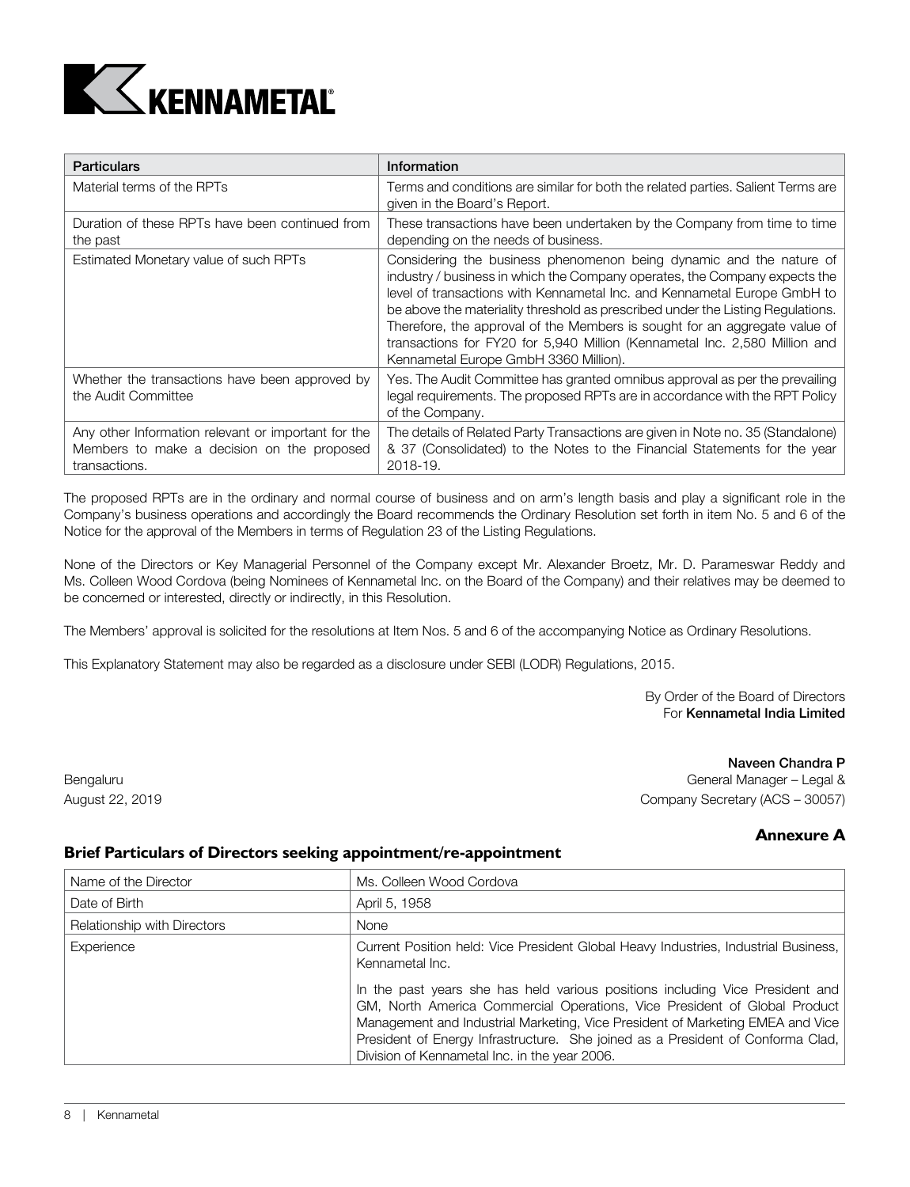| Particulars | Information |
|---|---|
| Material terms of the RPTs | Terms and conditions are similar for both the related parties. Salient Terms are given in the Board's Report. |
| Duration of these RPTs have been continued from the past | These transactions have been undertaken by the Company from time to time depending on the needs of business. |
| Estimated Monetary value of such RPTs | Considering the business phenomenon being dynamic and the nature of industry / business in which the Company operates, the Company expects the level of transactions with Kennametal Inc. and Kennametal Europe GmbH to be above the materiality threshold as prescribed under the Listing Regulations. Therefore, the approval of the Members is sought for an aggregate value of transactions for FY20 for 5,940 Million (Kennametal Inc. 2,580 Million and Kennametal Europe GmbH 3360 Million). |
| Whether the transactions have been approved by the Audit Committee | Yes. The Audit Committee has granted omnibus approval as per the prevailing legal requirements. The proposed RPTs are in accordance with the RPT Policy of the Company. |
| Any other Information relevant or important for the Members to make a decision on the proposed transactions. | The details of Related Party Transactions are given in Note no. 35 (Standalone) & 37 (Consolidated) to the Notes to the Financial Statements for the year 2018-19. |

The proposed RPTs are in the ordinary and normal course of business and on arm's length basis and play a significant role in the Company's business operations and accordingly the Board recommends the Ordinary Resolution set forth in item No. 5 and 6 of the Notice for the approval of the Members in terms of Regulation 23 of the Listing Regulations.

None of the Directors or Key Managerial Personnel of the Company except Mr. Alexander Broetz, Mr. D. Parameswar Reddy and Ms. Colleen Wood Cordova (being Nominees of Kennametal Inc. on the Board of the Company) and their relatives may be deemed to be concerned or interested, directly or indirectly, in this Resolution.

The Members' approval is solicited for the resolutions at Item Nos. 5 and 6 of the accompanying Notice as Ordinary Resolutions.

This Explanatory Statement may also be regarded as a disclosure under SEBI (LODR) Regulations, 2015.

By Order of the Board of Directors
For **Kennametal India Limited**

Bengaluru
August 22, 2019

**Naveen Chandra P**
General Manager – Legal &
Company Secretary (ACS – 30057)

## Annexure A

### Brief Particulars of Directors seeking appointment/re-appointment

| Name of the Director | Ms. Colleen Wood Cordova |
|---|---|
| Date of Birth | April 5, 1958 |
| Relationship with Directors | None |
| Experience | Current Position held: Vice President Global Heavy Industries, Industrial Business, Kennametal Inc.<br><br>In the past years she has held various positions including Vice President and GM, North America Commercial Operations, Vice President of Global Product Management and Industrial Marketing, Vice President of Marketing EMEA and Vice President of Energy Infrastructure. She joined as a President of Conforma Clad, Division of Kennametal Inc. in the year 2006. |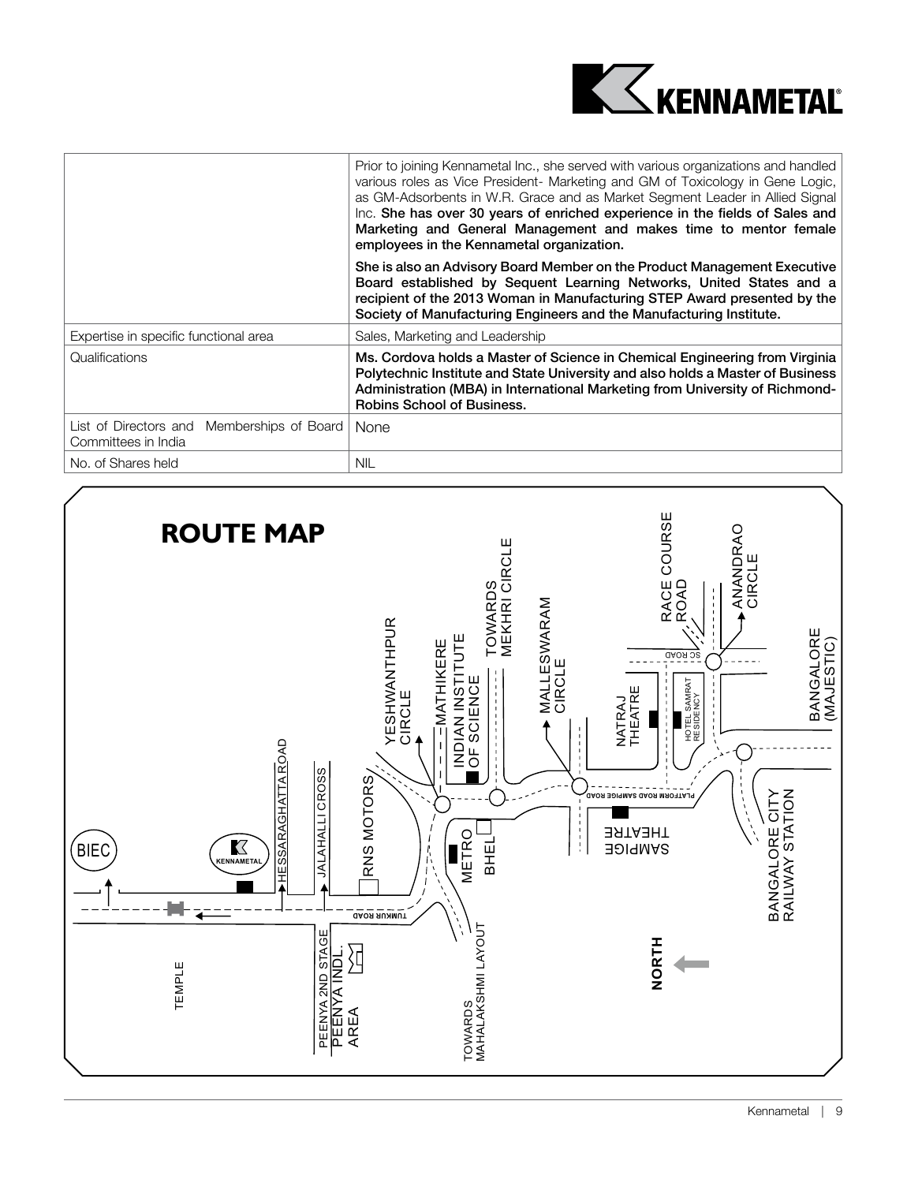| | |
|---|---|
| | Prior to joining Kennametal Inc., she served with various organizations and handled various roles as Vice President- Marketing and GM of Toxicology in Gene Logic, as GM-Adsorbents in W.R. Grace and as Market Segment Leader in Allied Signal Inc. **She has over 30 years of enriched experience in the fields of Sales and Marketing and General Management and makes time to mentor female employees in the Kennametal organization.**<br><br>**She is also an Advisory Board Member on the Product Management Executive Board established by Sequent Learning Networks, United States and a recipient of the 2013 Woman in Manufacturing STEP Award presented by the Society of Manufacturing Engineers and the Manufacturing Institute.** |
| Expertise in specific functional area | Sales, Marketing and Leadership |
| Qualifications | **Ms. Cordova holds a Master of Science in Chemical Engineering from Virginia Polytechnic Institute and State University and also holds a Master of Business Administration (MBA) in International Marketing from University of Richmond-Robins School of Business.** |
| List of Directors and Memberships of Board Committees in India | None |
| No. of Shares held | NIL |

# ROUTE MAP

BIEC, KENNAMETAL, HESSARAGHATTA ROAD, JALAHALLI CROSS, RNS MOTORS, YESHWANTHPUR CIRCLE, MATHIKERE, INDIAN INSTITUTE OF SCIENCE, TOWARDS MEKHRI CIRCLE, MALLESWARAM CIRCLE, NATRAJ THEATRE, HOTEL SAMRAT RESIDENCY, SC ROAD, RACE COURSE ROAD, ANANDRAO CIRCLE, BANGALORE (MAJESTIC), BANGALORE CITY RAILWAY STATION, PLATFORM ROAD SAMPIGE ROAD, SAMPIGE THEATRE, METRO, BHEL, TUMKUR ROAD, TOWARDS MAHALAKSHMI LAYOUT, PEENYA 2ND STAGE, PEENYA INDL. AREA, TEMPLE, NORTH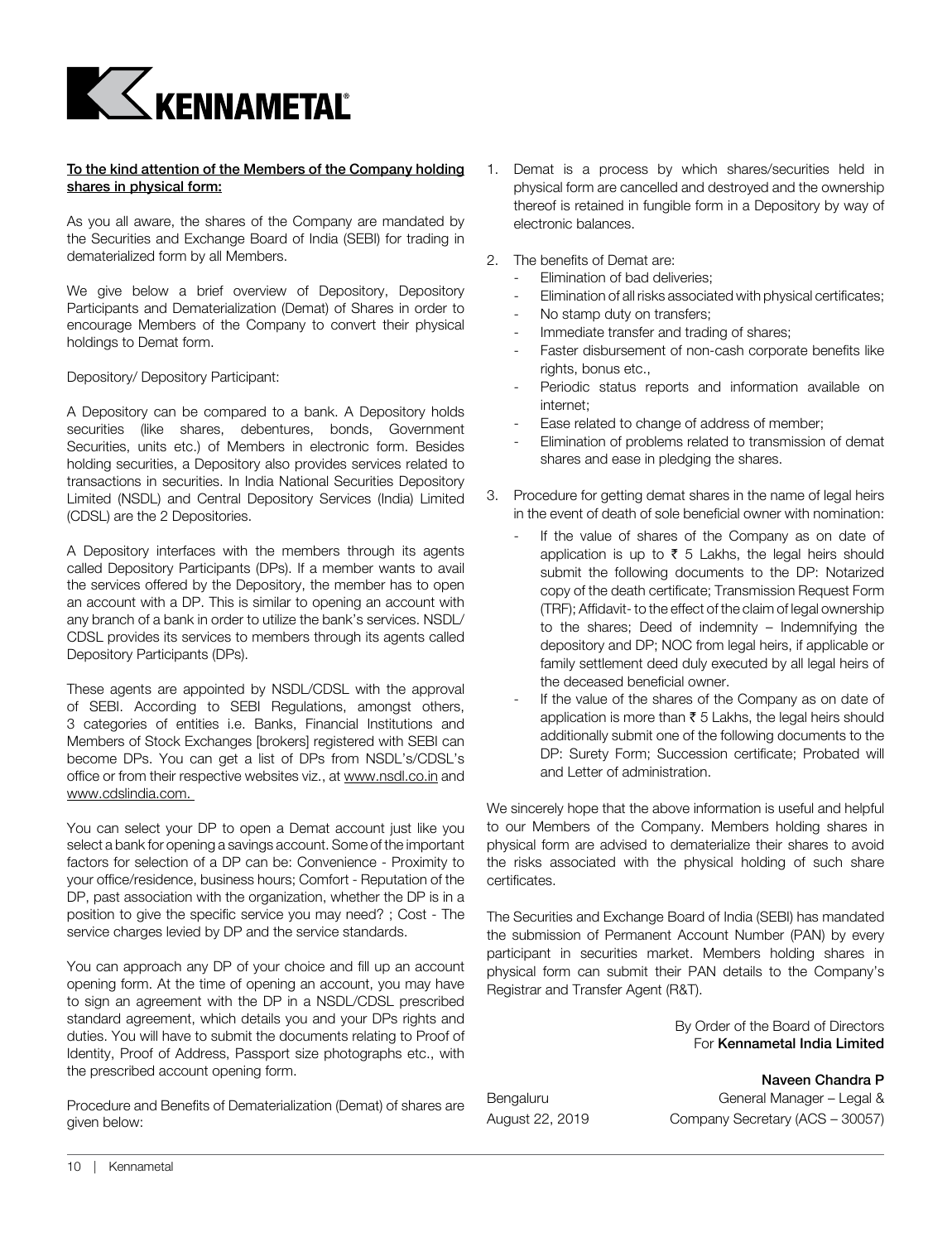**To the kind attention of the Members of the Company holding shares in physical form:**

As you all aware, the shares of the Company are mandated by the Securities and Exchange Board of India (SEBI) for trading in dematerialized form by all Members.

We give below a brief overview of Depository, Depository Participants and Dematerialization (Demat) of Shares in order to encourage Members of the Company to convert their physical holdings to Demat form.

Depository/ Depository Participant:

A Depository can be compared to a bank. A Depository holds securities (like shares, debentures, bonds, Government Securities, units etc.) of Members in electronic form. Besides holding securities, a Depository also provides services related to transactions in securities. In India National Securities Depository Limited (NSDL) and Central Depository Services (India) Limited (CDSL) are the 2 Depositories.

A Depository interfaces with the members through its agents called Depository Participants (DPs). If a member wants to avail the services offered by the Depository, the member has to open an account with a DP. This is similar to opening an account with any branch of a bank in order to utilize the bank's services. NSDL/ CDSL provides its services to members through its agents called Depository Participants (DPs).

These agents are appointed by NSDL/CDSL with the approval of SEBI. According to SEBI Regulations, amongst others, 3 categories of entities i.e. Banks, Financial Institutions and Members of Stock Exchanges [brokers] registered with SEBI can become DPs. You can get a list of DPs from NSDL's/CDSL's office or from their respective websites viz., at www.nsdl.co.in and www.cdslindia.com.

You can select your DP to open a Demat account just like you select a bank for opening a savings account. Some of the important factors for selection of a DP can be: Convenience - Proximity to your office/residence, business hours; Comfort - Reputation of the DP, past association with the organization, whether the DP is in a position to give the specific service you may need? ; Cost - The service charges levied by DP and the service standards.

You can approach any DP of your choice and fill up an account opening form. At the time of opening an account, you may have to sign an agreement with the DP in a NSDL/CDSL prescribed standard agreement, which details you and your DPs rights and duties. You will have to submit the documents relating to Proof of Identity, Proof of Address, Passport size photographs etc., with the prescribed account opening form.

Procedure and Benefits of Dematerialization (Demat) of shares are given below:

1. Demat is a process by which shares/securities held in physical form are cancelled and destroyed and the ownership thereof is retained in fungible form in a Depository by way of electronic balances.

2. The benefits of Demat are:
   - Elimination of bad deliveries;
   - Elimination of all risks associated with physical certificates;
   - No stamp duty on transfers;
   - Immediate transfer and trading of shares;
   - Faster disbursement of non-cash corporate benefits like rights, bonus etc.,
   - Periodic status reports and information available on internet;
   - Ease related to change of address of member;
   - Elimination of problems related to transmission of demat shares and ease in pledging the shares.

3. Procedure for getting demat shares in the name of legal heirs in the event of death of sole beneficial owner with nomination:
   - If the value of shares of the Company as on date of application is up to ₹ 5 Lakhs, the legal heirs should submit the following documents to the DP: Notarized copy of the death certificate; Transmission Request Form (TRF); Affidavit- to the effect of the claim of legal ownership to the shares; Deed of indemnity – Indemnifying the depository and DP; NOC from legal heirs, if applicable or family settlement deed duly executed by all legal heirs of the deceased beneficial owner.
   - If the value of the shares of the Company as on date of application is more than ₹ 5 Lakhs, the legal heirs should additionally submit one of the following documents to the DP: Surety Form; Succession certificate; Probated will and Letter of administration.

We sincerely hope that the above information is useful and helpful to our Members of the Company. Members holding shares in physical form are advised to dematerialize their shares to avoid the risks associated with the physical holding of such share certificates.

The Securities and Exchange Board of India (SEBI) has mandated the submission of Permanent Account Number (PAN) by every participant in securities market. Members holding shares in physical form can submit their PAN details to the Company's Registrar and Transfer Agent (R&T).

By Order of the Board of Directors
For **Kennametal India Limited**

**Naveen Chandra P**
General Manager – Legal &
Company Secretary (ACS – 30057)

Bengaluru
August 22, 2019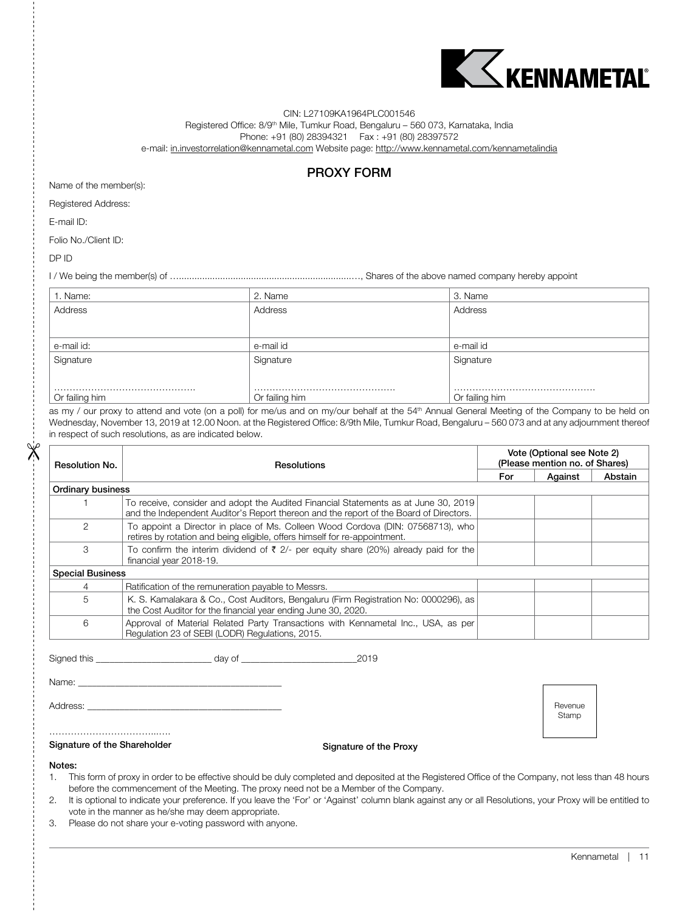KENNAMETAL

CIN: L27109KA1964PLC001546
Registered Office: 8/9th Mile, Tumkur Road, Bengaluru – 560 073, Karnataka, India
Phone: +91 (80) 28394321 Fax : +91 (80) 28397572
e-mail: in.investorrelation@kennametal.com Website page: http://www.kennametal.com/kennametalindia

## PROXY FORM

Name of the member(s):

Registered Address:

E-mail ID:

Folio No./Client ID:

DP ID

I / We being the member(s) of ………………………………………………………………, Shares of the above named company hereby appoint

| 1. Name: | 2. Name | 3. Name |
|---|---|---|
| Address | Address | Address |
| e-mail id: | e-mail id | e-mail id |
| Signature<br><br>……………………………………… | Signature<br><br>……………………………………… | Signature<br><br>……………………………………… |
| Or failing him | Or failing him | Or failing him |

as my / our proxy to attend and vote (on a poll) for me/us and on my/our behalf at the 54th Annual General Meeting of the Company to be held on Wednesday, November 13, 2019 at 12.00 Noon. at the Registered Office: 8/9th Mile, Tumkur Road, Bengaluru – 560 073 and at any adjournment thereof in respect of such resolutions, as are indicated below.

| Resolution No. | Resolutions | Vote (Optional see Note 2) (Please mention no. of Shares) | | |
|---|---|---|---|---|
| | | For | Against | Abstain |
| **Ordinary business** | | | | |
| 1 | To receive, consider and adopt the Audited Financial Statements as at June 30, 2019 and the Independent Auditor's Report thereon and the report of the Board of Directors. | | | |
| 2 | To appoint a Director in place of Ms. Colleen Wood Cordova (DIN: 07568713), who retires by rotation and being eligible, offers himself for re-appointment. | | | |
| 3 | To confirm the interim dividend of ₹ 2/- per equity share (20%) already paid for the financial year 2018-19. | | | |
| **Special Business** | | | | |
| 4 | Ratification of the remuneration payable to Messrs. | | | |
| 5 | K. S. Kamalakara & Co., Cost Auditors, Bengaluru (Firm Registration No: 0000296), as the Cost Auditor for the financial year ending June 30, 2020. | | | |
| 6 | Approval of Material Related Party Transactions with Kennametal Inc., USA, as per Regulation 23 of SEBI (LODR) Regulations, 2015. | | | |

Signed this _______________________ day of _______________________2019

Name: ________________________________________

Address: ______________________________________

Revenue Stamp

……………………………...…

**Signature of the Shareholder** **Signature of the Proxy**

**Notes:**

1. This form of proxy in order to be effective should be duly completed and deposited at the Registered Office of the Company, not less than 48 hours before the commencement of the Meeting. The proxy need not be a Member of the Company.
2. It is optional to indicate your preference. If you leave the 'For' or 'Against' column blank against any or all Resolutions, your Proxy will be entitled to vote in the manner as he/she may deem appropriate.
3. Please do not share your e-voting password with anyone.